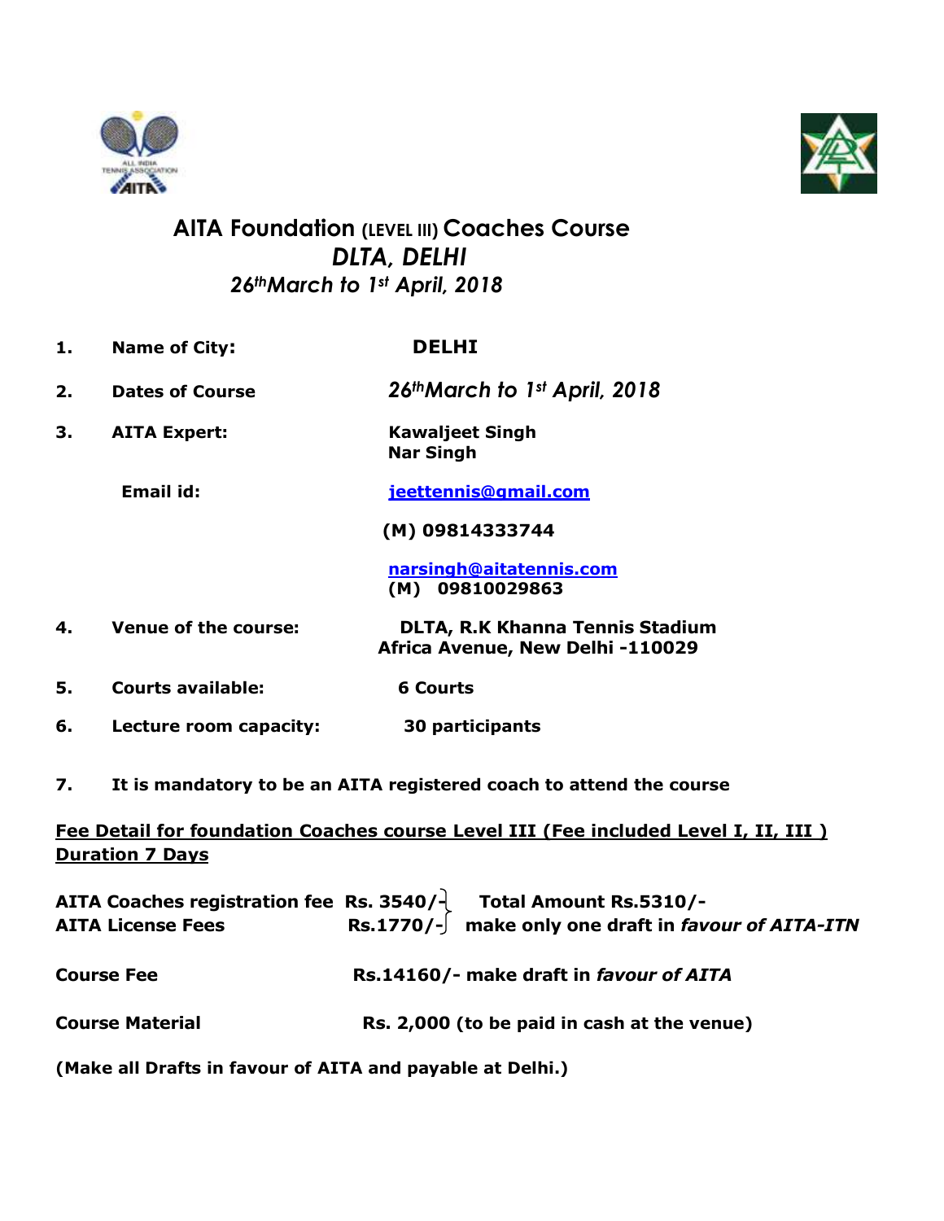# AITA Foundation (LEVEL III) Coaches Course

## *DLTA, DELHI*

### *26th March to 1st April, 2018*

1. **Name of City:** **DELHI**
2. **Dates of Course** *26th March to 1st April, 2018*
3. **AITA Expert:** **Kawaljeet Singh**
   **Nar Singh**

   **Email id:** jeettennis@gmail.com

   **(M) 09814333744**

   narsingh@aitatennis.com
   **(M) 09810029863**
4. **Venue of the course:** **DLTA, R.K Khanna Tennis Stadium Africa Avenue, New Delhi -110029**
5. **Courts available:** **6 Courts**
6. **Lecture room capacity:** **30 participants**
7. **It is mandatory to be an AITA registered coach to attend the course**

**Fee Detail for foundation Coaches course Level III (Fee included Level I, II, III )**
**Duration 7 Days**

**AITA Coaches registration fee Rs. 3540/-** } **Total Amount Rs.5310/-**
**AITA License Fees Rs.1770/-** } **make only one draft in *favour of AITA-ITN***

**Course Fee** **Rs.14160/- make draft in *favour of AITA***

**Course Material** **Rs. 2,000 (to be paid in cash at the venue)**

**(Make all Drafts in favour of AITA and payable at Delhi.)**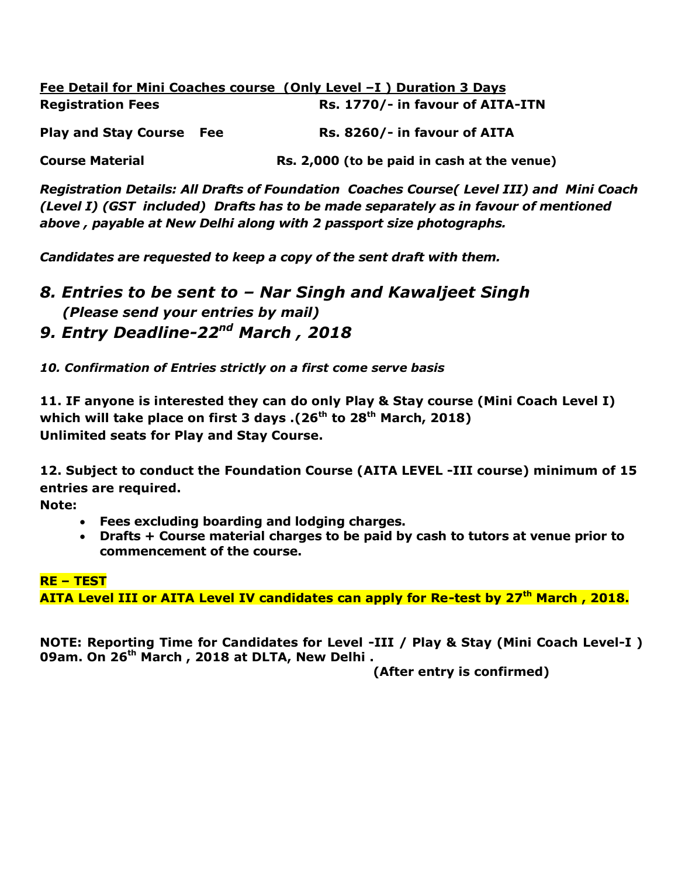**Fee Detail for Mini Coaches course (Only Level –I ) Duration 3 Days**

| | |
|---|---|
| **Registration Fees** | **Rs. 1770/- in favour of AITA-ITN** |
| **Play and Stay Course Fee** | **Rs. 8260/- in favour of AITA** |
| **Course Material** | **Rs. 2,000 (to be paid in cash at the venue)** |

***Registration Details: All Drafts of Foundation Coaches Course( Level III) and Mini Coach (Level I) (GST included) Drafts has to be made separately as in favour of mentioned above , payable at New Delhi along with 2 passport size photographs.***

***Candidates are requested to keep a copy of the sent draft with them.***

## *8. Entries to be sent to – Nar Singh and Kawaljeet Singh*

***(Please send your entries by mail)***

## *9. Entry Deadline-22nd March , 2018*

***10. Confirmation of Entries strictly on a first come serve basis***

**11. IF anyone is interested they can do only Play & Stay course (Mini Coach Level I) which will take place on first 3 days .(26th to 28th March, 2018)**
**Unlimited seats for Play and Stay Course.**

**12. Subject to conduct the Foundation Course (AITA LEVEL -III course) minimum of 15 entries are required.**

**Note:**

- **Fees excluding boarding and lodging charges.**
- **Drafts + Course material charges to be paid by cash to tutors at venue prior to commencement of the course.**

**RE – TEST**

**AITA Level III or AITA Level IV candidates can apply for Re-test by 27th March , 2018.**

**NOTE: Reporting Time for Candidates for Level -III / Play & Stay (Mini Coach Level-I ) 09am. On 26th March , 2018 at DLTA, New Delhi .**

**(After entry is confirmed)**